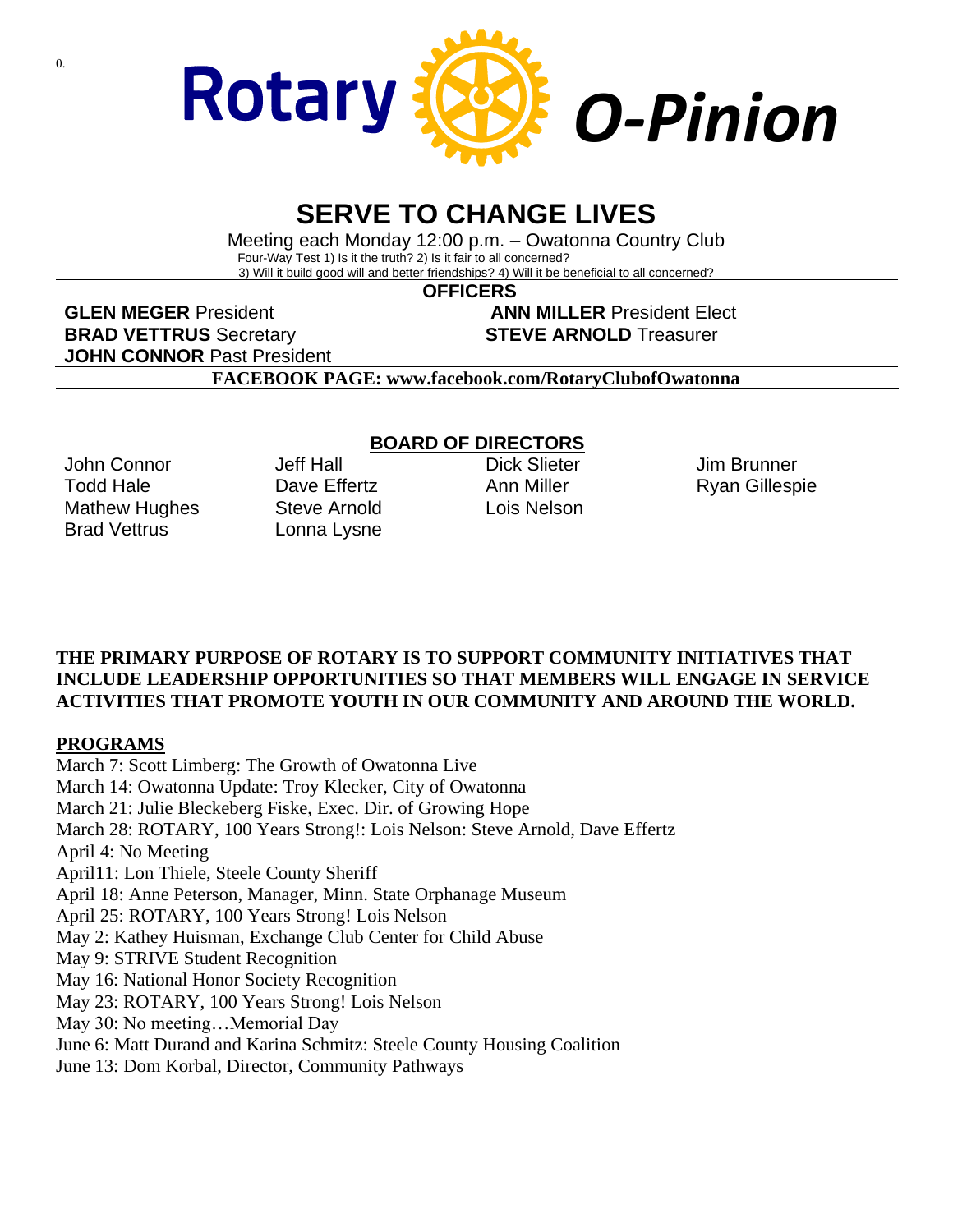# Rotary O-Pinion

## SERVE TO CHANGE LIVES

Meeting each Monday 12:00 p.m. – Owatonna Country Club

Four-Way Test 1) Is it the truth? 2) Is it fair to all concerned?
3) Will it build good will and better friendships? 4) Will it be beneficial to all concerned?

### OFFICERS

**GLEN MEGER** President
**ANN MILLER** President Elect
**BRAD VETTRUS** Secretary
**STEVE ARNOLD** Treasurer
**JOHN CONNOR** Past President

**FACEBOOK PAGE: www.facebook.com/RotaryClubofOwatonna**

### BOARD OF DIRECTORS

John Connor
Todd Hale
Mathew Hughes
Brad Vettrus
Jeff Hall
Dave Effertz
Steve Arnold
Lonna Lysne
Dick Slieter
Ann Miller
Lois Nelson
Jim Brunner
Ryan Gillespie

**THE PRIMARY PURPOSE OF ROTARY IS TO SUPPORT COMMUNITY INITIATIVES THAT INCLUDE LEADERSHIP OPPORTUNITIES SO THAT MEMBERS WILL ENGAGE IN SERVICE ACTIVITIES THAT PROMOTE YOUTH IN OUR COMMUNITY AND AROUND THE WORLD.**

### PROGRAMS

March 7: Scott Limberg: The Growth of Owatonna Live
March 14: Owatonna Update: Troy Klecker, City of Owatonna
March 21: Julie Bleckeberg Fiske, Exec. Dir. of Growing Hope
March 28: ROTARY, 100 Years Strong!: Lois Nelson: Steve Arnold, Dave Effertz
April 4: No Meeting
April11: Lon Thiele, Steele County Sheriff
April 18: Anne Peterson, Manager, Minn. State Orphanage Museum
April 25: ROTARY, 100 Years Strong! Lois Nelson
May 2: Kathey Huisman, Exchange Club Center for Child Abuse
May 9: STRIVE Student Recognition
May 16: National Honor Society Recognition
May 23: ROTARY, 100 Years Strong! Lois Nelson
May 30: No meeting…Memorial Day
June 6: Matt Durand and Karina Schmitz: Steele County Housing Coalition
June 13: Dom Korbal, Director, Community Pathways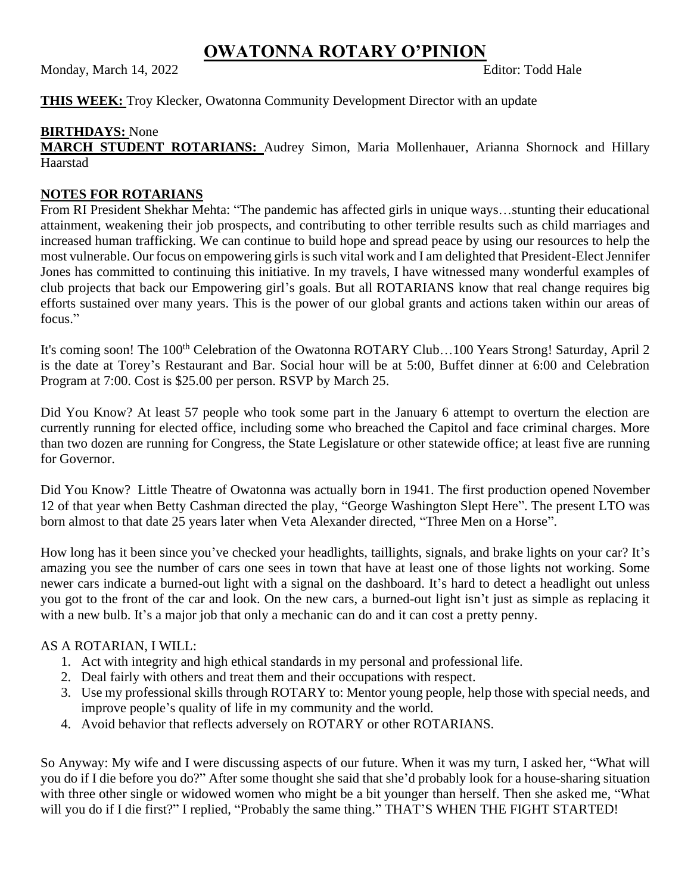# OWATONNA ROTARY O'PINION

Monday, March 14, 2022 Editor: Todd Hale

**THIS WEEK:** Troy Klecker, Owatonna Community Development Director with an update

**BIRTHDAYS:** None

**MARCH STUDENT ROTARIANS:** Audrey Simon, Maria Mollenhauer, Arianna Shornock and Hillary Haarstad

## NOTES FOR ROTARIANS

From RI President Shekhar Mehta: "The pandemic has affected girls in unique ways…stunting their educational attainment, weakening their job prospects, and contributing to other terrible results such as child marriages and increased human trafficking. We can continue to build hope and spread peace by using our resources to help the most vulnerable. Our focus on empowering girls is such vital work and I am delighted that President-Elect Jennifer Jones has committed to continuing this initiative. In my travels, I have witnessed many wonderful examples of club projects that back our Empowering girl's goals. But all ROTARIANS know that real change requires big efforts sustained over many years. This is the power of our global grants and actions taken within our areas of focus."

It's coming soon! The 100th Celebration of the Owatonna ROTARY Club…100 Years Strong! Saturday, April 2 is the date at Torey's Restaurant and Bar. Social hour will be at 5:00, Buffet dinner at 6:00 and Celebration Program at 7:00. Cost is $25.00 per person. RSVP by March 25.

Did You Know? At least 57 people who took some part in the January 6 attempt to overturn the election are currently running for elected office, including some who breached the Capitol and face criminal charges. More than two dozen are running for Congress, the State Legislature or other statewide office; at least five are running for Governor.

Did You Know? Little Theatre of Owatonna was actually born in 1941. The first production opened November 12 of that year when Betty Cashman directed the play, "George Washington Slept Here". The present LTO was born almost to that date 25 years later when Veta Alexander directed, "Three Men on a Horse".

How long has it been since you've checked your headlights, taillights, signals, and brake lights on your car? It's amazing you see the number of cars one sees in town that have at least one of those lights not working. Some newer cars indicate a burned-out light with a signal on the dashboard. It's hard to detect a headlight out unless you got to the front of the car and look. On the new cars, a burned-out light isn't just as simple as replacing it with a new bulb. It's a major job that only a mechanic can do and it can cost a pretty penny.

AS A ROTARIAN, I WILL:

1. Act with integrity and high ethical standards in my personal and professional life.
2. Deal fairly with others and treat them and their occupations with respect.
3. Use my professional skills through ROTARY to: Mentor young people, help those with special needs, and improve people's quality of life in my community and the world.
4. Avoid behavior that reflects adversely on ROTARY or other ROTARIANS.

So Anyway: My wife and I were discussing aspects of our future. When it was my turn, I asked her, "What will you do if I die before you do?" After some thought she said that she'd probably look for a house-sharing situation with three other single or widowed women who might be a bit younger than herself. Then she asked me, "What will you do if I die first?" I replied, "Probably the same thing." THAT'S WHEN THE FIGHT STARTED!